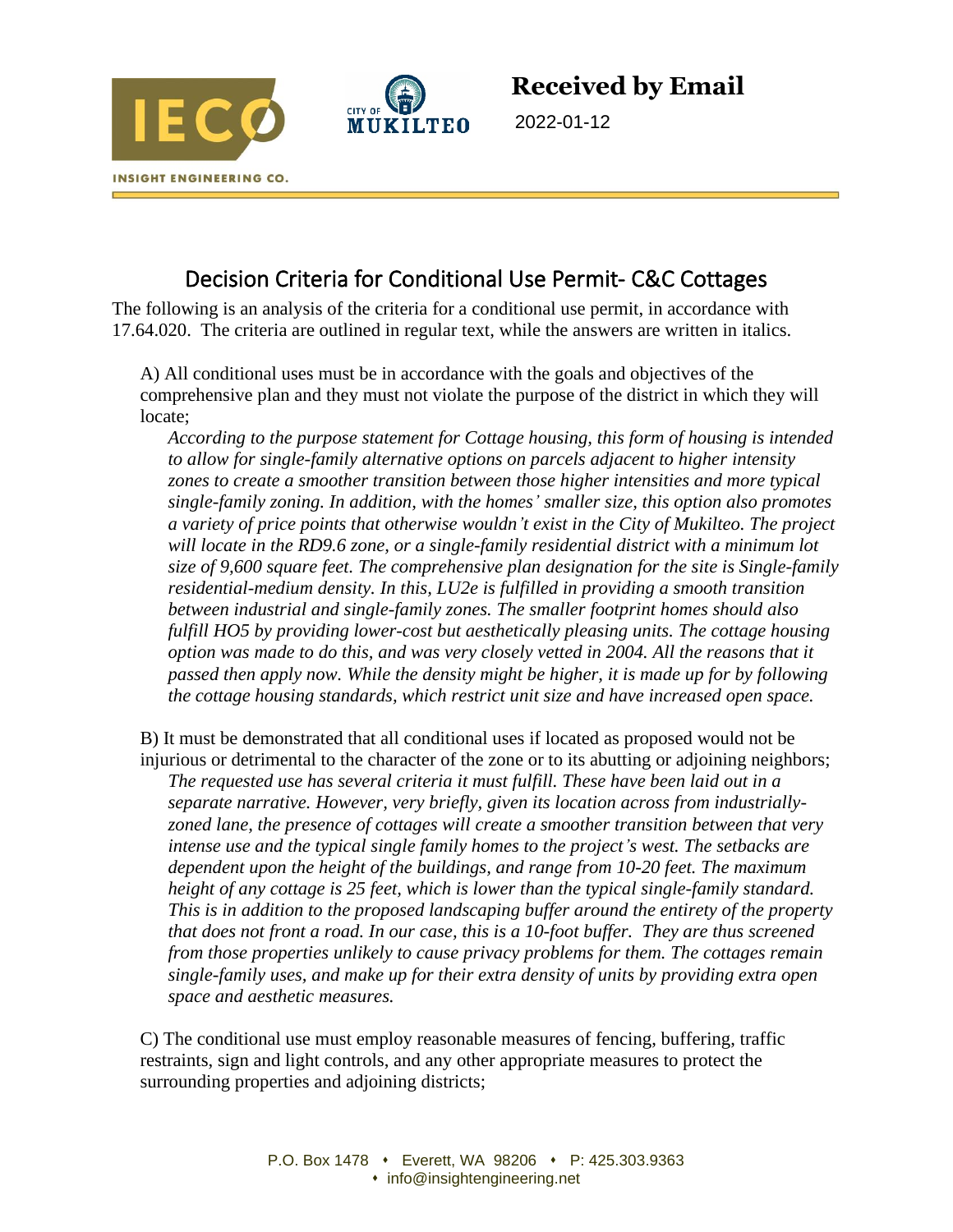**Received by Email**

2022-01-12

# Decision Criteria for Conditional Use Permit- C&C Cottages

The following is an analysis of the criteria for a conditional use permit, in accordance with 17.64.020. The criteria are outlined in regular text, while the answers are written in italics.

A) All conditional uses must be in accordance with the goals and objectives of the comprehensive plan and they must not violate the purpose of the district in which they will locate;

*According to the purpose statement for Cottage housing, this form of housing is intended to allow for single-family alternative options on parcels adjacent to higher intensity zones to create a smoother transition between those higher intensities and more typical single-family zoning. In addition, with the homes' smaller size, this option also promotes a variety of price points that otherwise wouldn't exist in the City of Mukilteo. The project will locate in the RD9.6 zone, or a single-family residential district with a minimum lot size of 9,600 square feet. The comprehensive plan designation for the site is Single-family residential-medium density. In this, LU2e is fulfilled in providing a smooth transition between industrial and single-family zones. The smaller footprint homes should also fulfill HO5 by providing lower-cost but aesthetically pleasing units. The cottage housing option was made to do this, and was very closely vetted in 2004. All the reasons that it passed then apply now. While the density might be higher, it is made up for by following the cottage housing standards, which restrict unit size and have increased open space.*

B) It must be demonstrated that all conditional uses if located as proposed would not be injurious or detrimental to the character of the zone or to its abutting or adjoining neighbors;

*The requested use has several criteria it must fulfill. These have been laid out in a separate narrative. However, very briefly, given its location across from industrially-zoned lane, the presence of cottages will create a smoother transition between that very intense use and the typical single family homes to the project's west. The setbacks are dependent upon the height of the buildings, and range from 10-20 feet. The maximum height of any cottage is 25 feet, which is lower than the typical single-family standard. This is in addition to the proposed landscaping buffer around the entirety of the property that does not front a road. In our case, this is a 10-foot buffer. They are thus screened from those properties unlikely to cause privacy problems for them. The cottages remain single-family uses, and make up for their extra density of units by providing extra open space and aesthetic measures.*

C) The conditional use must employ reasonable measures of fencing, buffering, traffic restraints, sign and light controls, and any other appropriate measures to protect the surrounding properties and adjoining districts;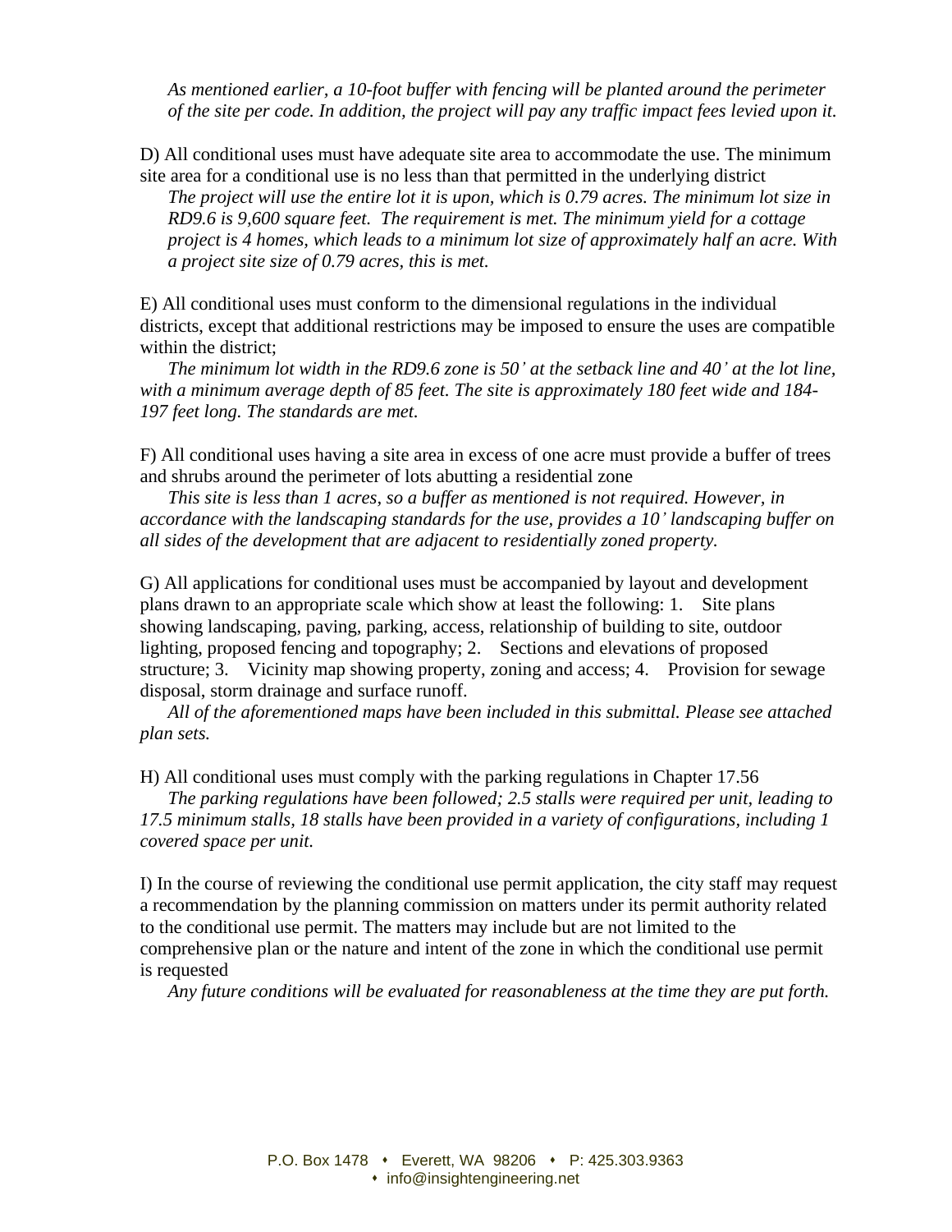*As mentioned earlier, a 10-foot buffer with fencing will be planted around the perimeter of the site per code. In addition, the project will pay any traffic impact fees levied upon it.*

D) All conditional uses must have adequate site area to accommodate the use. The minimum site area for a conditional use is no less than that permitted in the underlying district

*The project will use the entire lot it is upon, which is 0.79 acres. The minimum lot size in RD9.6 is 9,600 square feet. The requirement is met. The minimum yield for a cottage project is 4 homes, which leads to a minimum lot size of approximately half an acre. With a project site size of 0.79 acres, this is met.*

E) All conditional uses must conform to the dimensional regulations in the individual districts, except that additional restrictions may be imposed to ensure the uses are compatible within the district;

*The minimum lot width in the RD9.6 zone is 50' at the setback line and 40' at the lot line, with a minimum average depth of 85 feet. The site is approximately 180 feet wide and 184-197 feet long. The standards are met.*

F) All conditional uses having a site area in excess of one acre must provide a buffer of trees and shrubs around the perimeter of lots abutting a residential zone

*This site is less than 1 acres, so a buffer as mentioned is not required. However, in accordance with the landscaping standards for the use, provides a 10' landscaping buffer on all sides of the development that are adjacent to residentially zoned property.*

G) All applications for conditional uses must be accompanied by layout and development plans drawn to an appropriate scale which show at least the following: 1. Site plans showing landscaping, paving, parking, access, relationship of building to site, outdoor lighting, proposed fencing and topography; 2. Sections and elevations of proposed structure; 3. Vicinity map showing property, zoning and access; 4. Provision for sewage disposal, storm drainage and surface runoff.

*All of the aforementioned maps have been included in this submittal. Please see attached plan sets.*

H) All conditional uses must comply with the parking regulations in Chapter 17.56

*The parking regulations have been followed; 2.5 stalls were required per unit, leading to 17.5 minimum stalls, 18 stalls have been provided in a variety of configurations, including 1 covered space per unit.*

I) In the course of reviewing the conditional use permit application, the city staff may request a recommendation by the planning commission on matters under its permit authority related to the conditional use permit. The matters may include but are not limited to the comprehensive plan or the nature and intent of the zone in which the conditional use permit is requested

*Any future conditions will be evaluated for reasonableness at the time they are put forth.*